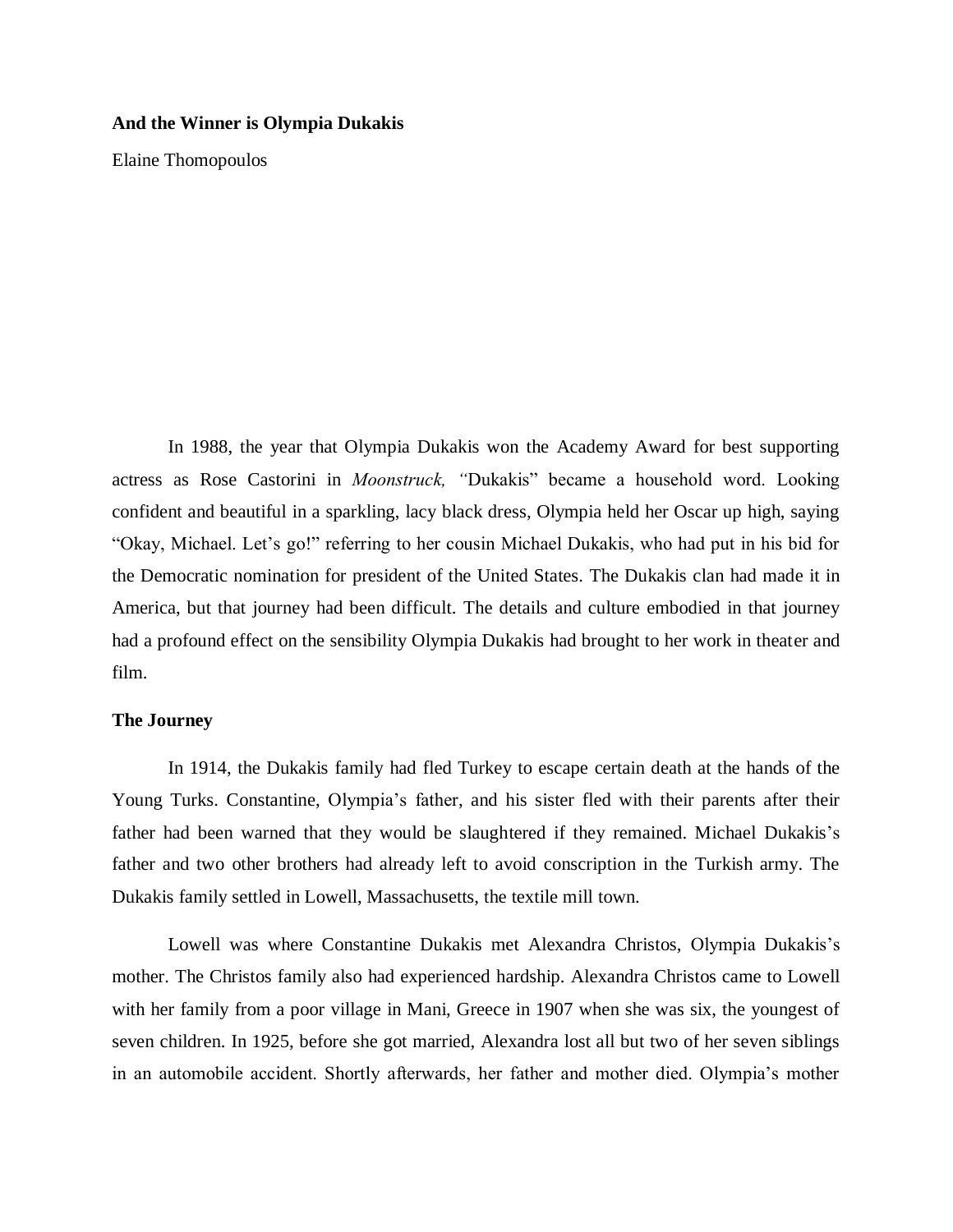# And the Winner is Olympia Dukakis

Elaine Thomopoulos

In 1988, the year that Olympia Dukakis won the Academy Award for best supporting actress as Rose Castorini in *Moonstruck, "*Dukakis" became a household word. Looking confident and beautiful in a sparkling, lacy black dress, Olympia held her Oscar up high, saying "Okay, Michael. Let's go!" referring to her cousin Michael Dukakis, who had put in his bid for the Democratic nomination for president of the United States. The Dukakis clan had made it in America, but that journey had been difficult. The details and culture embodied in that journey had a profound effect on the sensibility Olympia Dukakis had brought to her work in theater and film.

## The Journey

In 1914, the Dukakis family had fled Turkey to escape certain death at the hands of the Young Turks. Constantine, Olympia's father, and his sister fled with their parents after their father had been warned that they would be slaughtered if they remained. Michael Dukakis's father and two other brothers had already left to avoid conscription in the Turkish army. The Dukakis family settled in Lowell, Massachusetts, the textile mill town.

Lowell was where Constantine Dukakis met Alexandra Christos, Olympia Dukakis's mother. The Christos family also had experienced hardship. Alexandra Christos came to Lowell with her family from a poor village in Mani, Greece in 1907 when she was six, the youngest of seven children. In 1925, before she got married, Alexandra lost all but two of her seven siblings in an automobile accident. Shortly afterwards, her father and mother died. Olympia's mother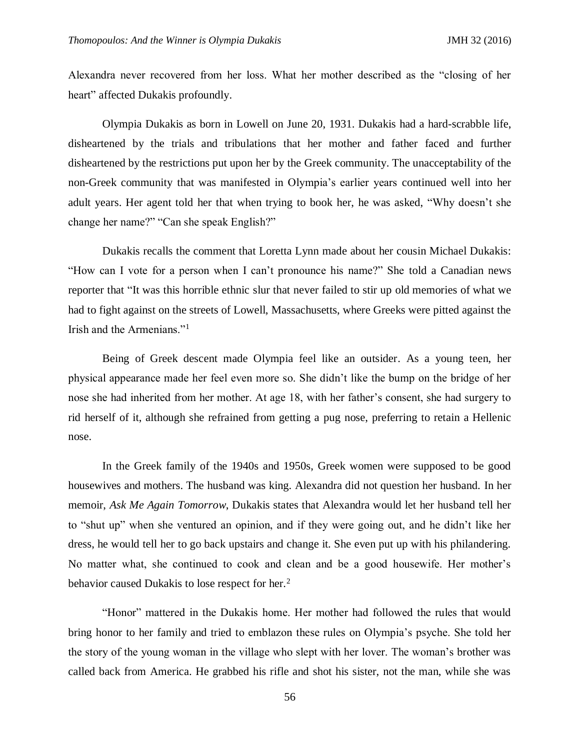Alexandra never recovered from her loss. What her mother described as the "closing of her heart" affected Dukakis profoundly.

Olympia Dukakis as born in Lowell on June 20, 1931. Dukakis had a hard-scrabble life, disheartened by the trials and tribulations that her mother and father faced and further disheartened by the restrictions put upon her by the Greek community. The unacceptability of the non-Greek community that was manifested in Olympia's earlier years continued well into her adult years. Her agent told her that when trying to book her, he was asked, "Why doesn't she change her name?" "Can she speak English?"

Dukakis recalls the comment that Loretta Lynn made about her cousin Michael Dukakis: "How can I vote for a person when I can't pronounce his name?" She told a Canadian news reporter that "It was this horrible ethnic slur that never failed to stir up old memories of what we had to fight against on the streets of Lowell, Massachusetts, where Greeks were pitted against the Irish and the Armenians."[1]

Being of Greek descent made Olympia feel like an outsider. As a young teen, her physical appearance made her feel even more so. She didn't like the bump on the bridge of her nose she had inherited from her mother. At age 18, with her father's consent, she had surgery to rid herself of it, although she refrained from getting a pug nose, preferring to retain a Hellenic nose.

In the Greek family of the 1940s and 1950s, Greek women were supposed to be good housewives and mothers. The husband was king. Alexandra did not question her husband. In her memoir, *Ask Me Again Tomorrow*, Dukakis states that Alexandra would let her husband tell her to "shut up" when she ventured an opinion, and if they were going out, and he didn't like her dress, he would tell her to go back upstairs and change it. She even put up with his philandering. No matter what, she continued to cook and clean and be a good housewife. Her mother's behavior caused Dukakis to lose respect for her.[2]

"Honor" mattered in the Dukakis home. Her mother had followed the rules that would bring honor to her family and tried to emblazon these rules on Olympia's psyche. She told her the story of the young woman in the village who slept with her lover. The woman's brother was called back from America. He grabbed his rifle and shot his sister, not the man, while she was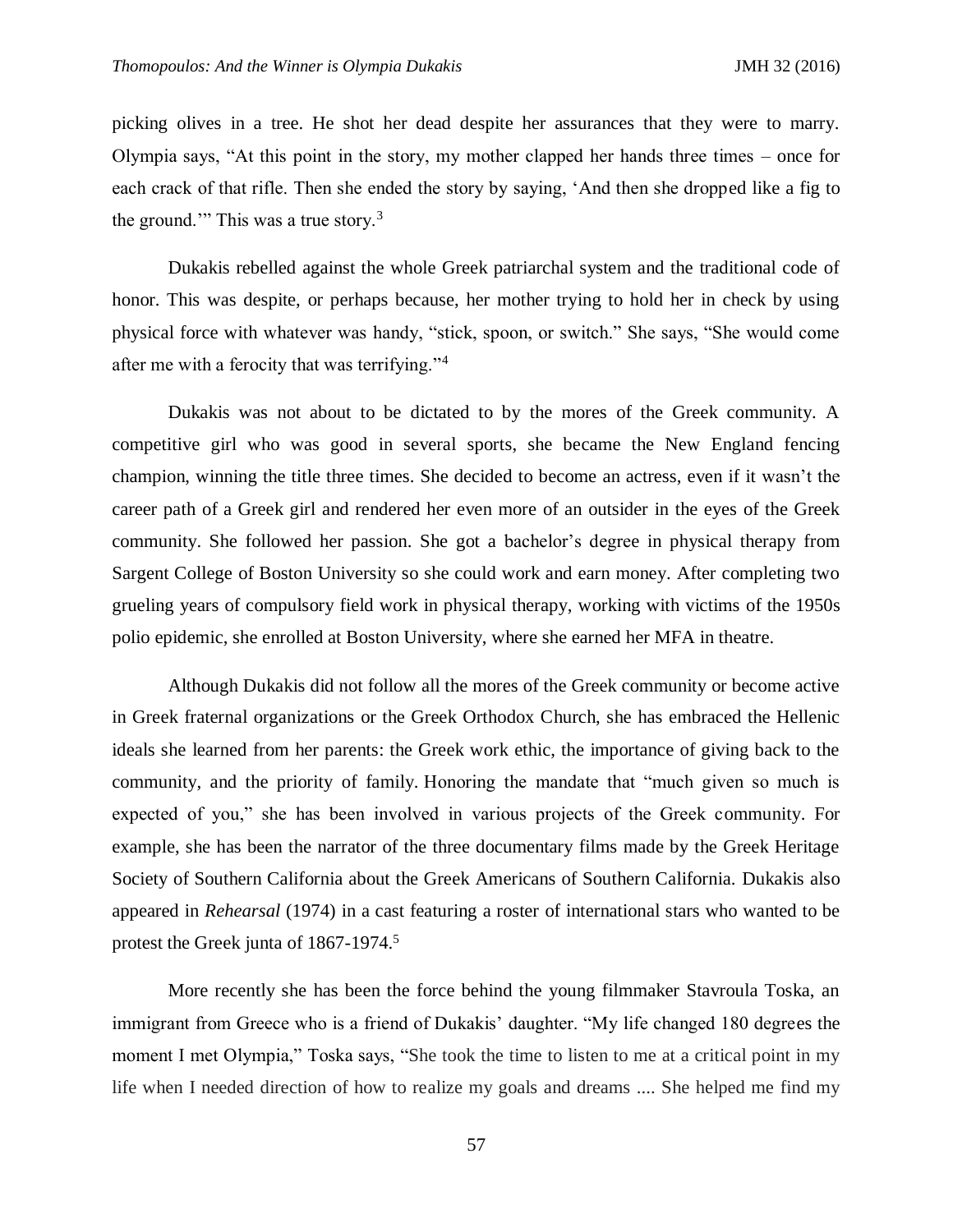picking olives in a tree. He shot her dead despite her assurances that they were to marry. Olympia says, "At this point in the story, my mother clapped her hands three times – once for each crack of that rifle. Then she ended the story by saying, 'And then she dropped like a fig to the ground.'" This was a true story.[3]

Dukakis rebelled against the whole Greek patriarchal system and the traditional code of honor. This was despite, or perhaps because, her mother trying to hold her in check by using physical force with whatever was handy, "stick, spoon, or switch." She says, "She would come after me with a ferocity that was terrifying."[4]

Dukakis was not about to be dictated to by the mores of the Greek community. A competitive girl who was good in several sports, she became the New England fencing champion, winning the title three times. She decided to become an actress, even if it wasn't the career path of a Greek girl and rendered her even more of an outsider in the eyes of the Greek community. She followed her passion. She got a bachelor's degree in physical therapy from Sargent College of Boston University so she could work and earn money. After completing two grueling years of compulsory field work in physical therapy, working with victims of the 1950s polio epidemic, she enrolled at Boston University, where she earned her MFA in theatre.

Although Dukakis did not follow all the mores of the Greek community or become active in Greek fraternal organizations or the Greek Orthodox Church, she has embraced the Hellenic ideals she learned from her parents: the Greek work ethic, the importance of giving back to the community, and the priority of family. Honoring the mandate that "much given so much is expected of you," she has been involved in various projects of the Greek community. For example, she has been the narrator of the three documentary films made by the Greek Heritage Society of Southern California about the Greek Americans of Southern California. Dukakis also appeared in *Rehearsal* (1974) in a cast featuring a roster of international stars who wanted to be protest the Greek junta of 1867-1974.[5]

More recently she has been the force behind the young filmmaker Stavroula Toska, an immigrant from Greece who is a friend of Dukakis' daughter. "My life changed 180 degrees the moment I met Olympia," Toska says, "She took the time to listen to me at a critical point in my life when I needed direction of how to realize my goals and dreams .... She helped me find my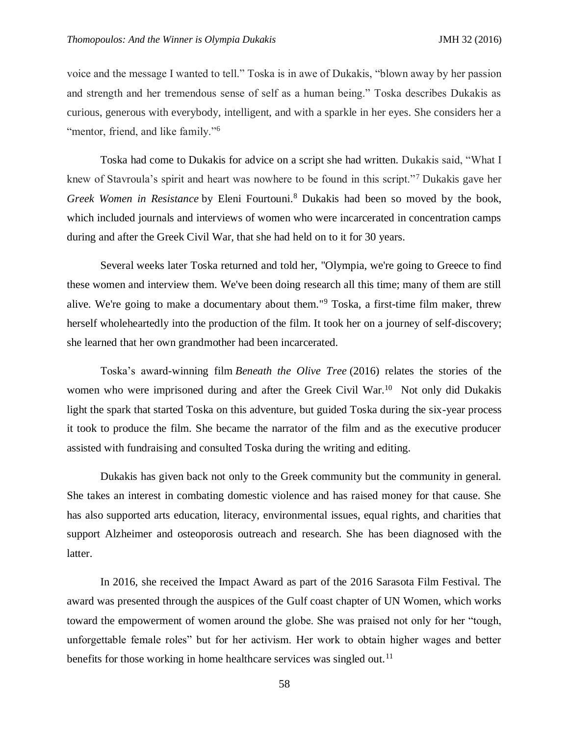voice and the message I wanted to tell." Toska is in awe of Dukakis, "blown away by her passion and strength and her tremendous sense of self as a human being." Toska describes Dukakis as curious, generous with everybody, intelligent, and with a sparkle in her eyes. She considers her a "mentor, friend, and like family."[6]

Toska had come to Dukakis for advice on a script she had written. Dukakis said, "What I knew of Stavroula's spirit and heart was nowhere to be found in this script."[7] Dukakis gave her *Greek Women in Resistance* by Eleni Fourtouni.[8] Dukakis had been so moved by the book, which included journals and interviews of women who were incarcerated in concentration camps during and after the Greek Civil War, that she had held on to it for 30 years.

Several weeks later Toska returned and told her, "Olympia, we're going to Greece to find these women and interview them. We've been doing research all this time; many of them are still alive. We're going to make a documentary about them."[9] Toska, a first-time film maker, threw herself wholeheartedly into the production of the film. It took her on a journey of self-discovery; she learned that her own grandmother had been incarcerated.

Toska's award-winning film *Beneath the Olive Tree* (2016) relates the stories of the women who were imprisoned during and after the Greek Civil War.[10] Not only did Dukakis light the spark that started Toska on this adventure, but guided Toska during the six-year process it took to produce the film. She became the narrator of the film and as the executive producer assisted with fundraising and consulted Toska during the writing and editing.

Dukakis has given back not only to the Greek community but the community in general. She takes an interest in combating domestic violence and has raised money for that cause. She has also supported arts education, literacy, environmental issues, equal rights, and charities that support Alzheimer and osteoporosis outreach and research. She has been diagnosed with the latter.

In 2016, she received the Impact Award as part of the 2016 Sarasota Film Festival. The award was presented through the auspices of the Gulf coast chapter of UN Women, which works toward the empowerment of women around the globe. She was praised not only for her "tough, unforgettable female roles" but for her activism. Her work to obtain higher wages and better benefits for those working in home healthcare services was singled out.[11]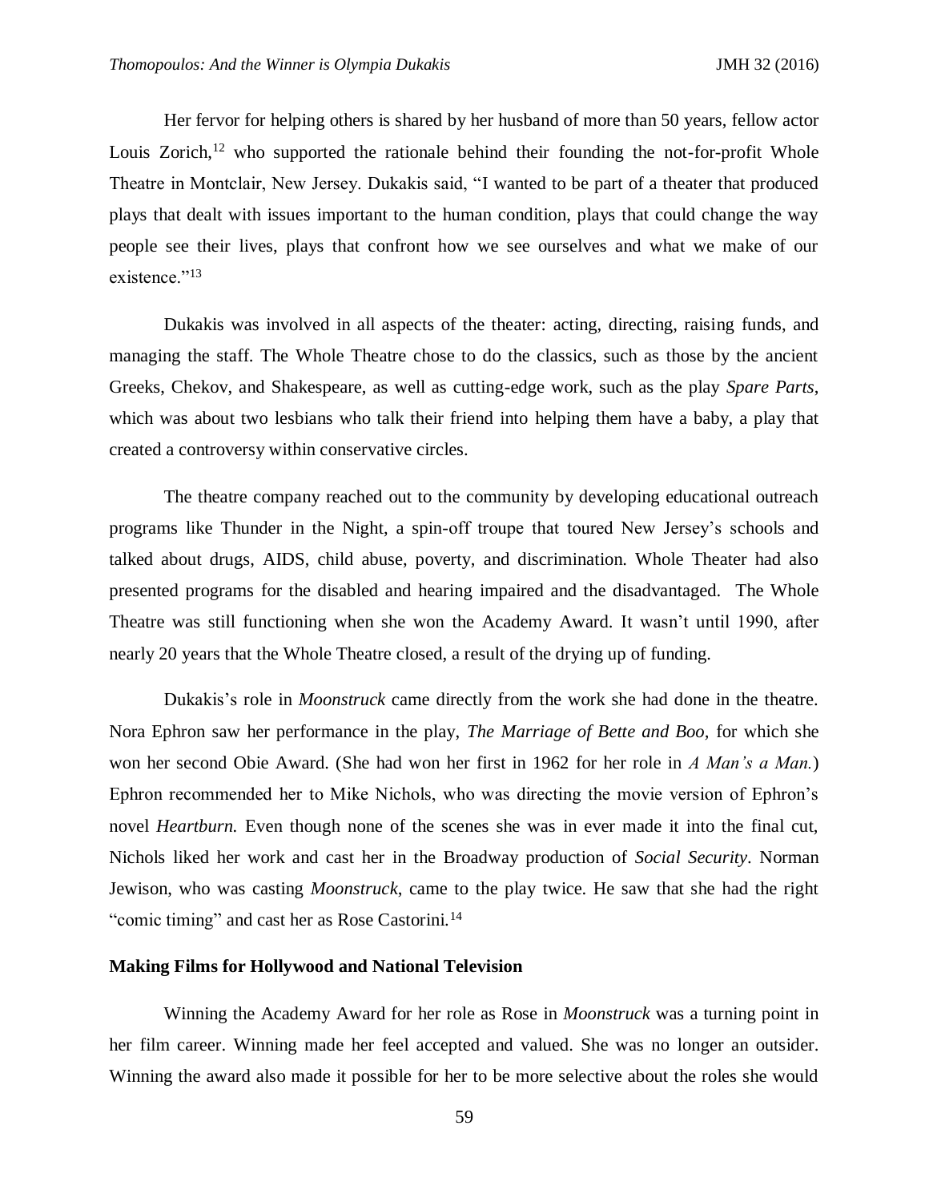Her fervor for helping others is shared by her husband of more than 50 years, fellow actor Louis Zorich,[12] who supported the rationale behind their founding the not-for-profit Whole Theatre in Montclair, New Jersey. Dukakis said, "I wanted to be part of a theater that produced plays that dealt with issues important to the human condition, plays that could change the way people see their lives, plays that confront how we see ourselves and what we make of our existence."[13]

Dukakis was involved in all aspects of the theater: acting, directing, raising funds, and managing the staff. The Whole Theatre chose to do the classics, such as those by the ancient Greeks, Chekov, and Shakespeare, as well as cutting-edge work, such as the play *Spare Parts*, which was about two lesbians who talk their friend into helping them have a baby, a play that created a controversy within conservative circles.

The theatre company reached out to the community by developing educational outreach programs like Thunder in the Night, a spin-off troupe that toured New Jersey's schools and talked about drugs, AIDS, child abuse, poverty, and discrimination. Whole Theater had also presented programs for the disabled and hearing impaired and the disadvantaged. The Whole Theatre was still functioning when she won the Academy Award. It wasn't until 1990, after nearly 20 years that the Whole Theatre closed, a result of the drying up of funding.

Dukakis's role in *Moonstruck* came directly from the work she had done in the theatre. Nora Ephron saw her performance in the play, *The Marriage of Bette and Boo,* for which she won her second Obie Award. (She had won her first in 1962 for her role in *A Man's a Man.*) Ephron recommended her to Mike Nichols, who was directing the movie version of Ephron's novel *Heartburn.* Even though none of the scenes she was in ever made it into the final cut, Nichols liked her work and cast her in the Broadway production of *Social Security*. Norman Jewison, who was casting *Moonstruck*, came to the play twice. He saw that she had the right "comic timing" and cast her as Rose Castorini.[14]

**Making Films for Hollywood and National Television**

Winning the Academy Award for her role as Rose in *Moonstruck* was a turning point in her film career. Winning made her feel accepted and valued. She was no longer an outsider. Winning the award also made it possible for her to be more selective about the roles she would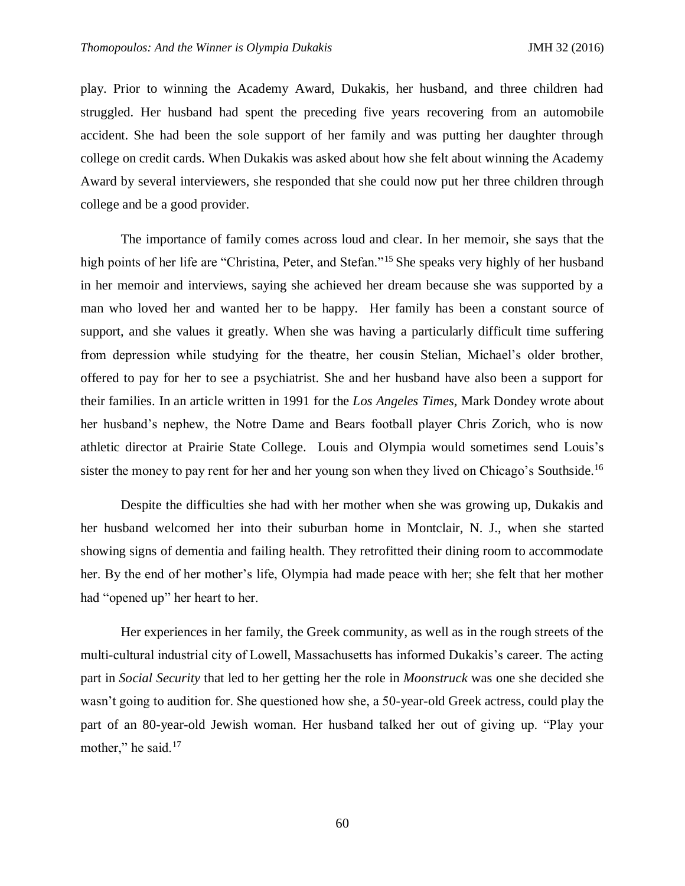play. Prior to winning the Academy Award, Dukakis, her husband, and three children had struggled. Her husband had spent the preceding five years recovering from an automobile accident. She had been the sole support of her family and was putting her daughter through college on credit cards. When Dukakis was asked about how she felt about winning the Academy Award by several interviewers, she responded that she could now put her three children through college and be a good provider.

The importance of family comes across loud and clear. In her memoir, she says that the high points of her life are "Christina, Peter, and Stefan."[15] She speaks very highly of her husband in her memoir and interviews, saying she achieved her dream because she was supported by a man who loved her and wanted her to be happy. Her family has been a constant source of support, and she values it greatly. When she was having a particularly difficult time suffering from depression while studying for the theatre, her cousin Stelian, Michael's older brother, offered to pay for her to see a psychiatrist. She and her husband have also been a support for their families. In an article written in 1991 for the *Los Angeles Times,* Mark Dondey wrote about her husband's nephew, the Notre Dame and Bears football player Chris Zorich, who is now athletic director at Prairie State College. Louis and Olympia would sometimes send Louis's sister the money to pay rent for her and her young son when they lived on Chicago's Southside.[16]

Despite the difficulties she had with her mother when she was growing up, Dukakis and her husband welcomed her into their suburban home in Montclair, N. J., when she started showing signs of dementia and failing health. They retrofitted their dining room to accommodate her. By the end of her mother's life, Olympia had made peace with her; she felt that her mother had "opened up" her heart to her.

Her experiences in her family, the Greek community, as well as in the rough streets of the multi-cultural industrial city of Lowell, Massachusetts has informed Dukakis's career. The acting part in *Social Security* that led to her getting her the role in *Moonstruck* was one she decided she wasn't going to audition for. She questioned how she, a 50-year-old Greek actress, could play the part of an 80-year-old Jewish woman. Her husband talked her out of giving up. "Play your mother," he said.[17]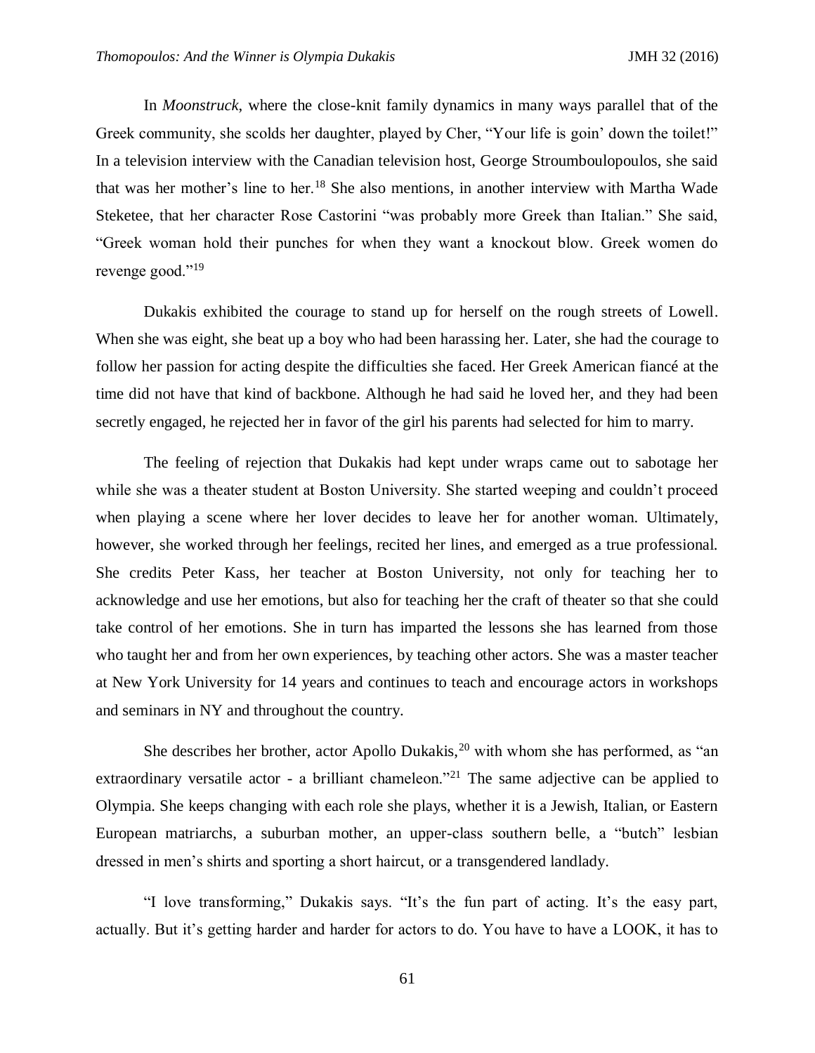In *Moonstruck*, where the close-knit family dynamics in many ways parallel that of the Greek community, she scolds her daughter, played by Cher, "Your life is goin' down the toilet!" In a television interview with the Canadian television host, George Stroumboulopoulos, she said that was her mother's line to her.[18] She also mentions, in another interview with Martha Wade Steketee, that her character Rose Castorini "was probably more Greek than Italian." She said, "Greek woman hold their punches for when they want a knockout blow. Greek women do revenge good."[19]

Dukakis exhibited the courage to stand up for herself on the rough streets of Lowell. When she was eight, she beat up a boy who had been harassing her. Later, she had the courage to follow her passion for acting despite the difficulties she faced. Her Greek American fiancé at the time did not have that kind of backbone. Although he had said he loved her, and they had been secretly engaged, he rejected her in favor of the girl his parents had selected for him to marry.

The feeling of rejection that Dukakis had kept under wraps came out to sabotage her while she was a theater student at Boston University. She started weeping and couldn't proceed when playing a scene where her lover decides to leave her for another woman. Ultimately, however, she worked through her feelings, recited her lines, and emerged as a true professional. She credits Peter Kass, her teacher at Boston University, not only for teaching her to acknowledge and use her emotions, but also for teaching her the craft of theater so that she could take control of her emotions. She in turn has imparted the lessons she has learned from those who taught her and from her own experiences, by teaching other actors. She was a master teacher at New York University for 14 years and continues to teach and encourage actors in workshops and seminars in NY and throughout the country.

She describes her brother, actor Apollo Dukakis,[20] with whom she has performed, as "an extraordinary versatile actor - a brilliant chameleon."[21] The same adjective can be applied to Olympia. She keeps changing with each role she plays, whether it is a Jewish, Italian, or Eastern European matriarchs, a suburban mother, an upper-class southern belle, a "butch" lesbian dressed in men's shirts and sporting a short haircut, or a transgendered landlady.

"I love transforming," Dukakis says. "It's the fun part of acting. It's the easy part, actually. But it's getting harder and harder for actors to do. You have to have a LOOK, it has to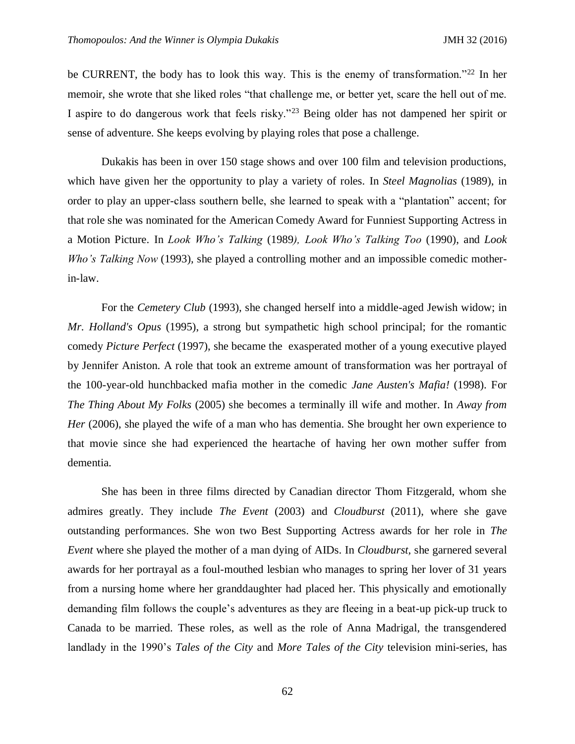be CURRENT, the body has to look this way. This is the enemy of transformation."[22] In her memoir, she wrote that she liked roles "that challenge me, or better yet, scare the hell out of me. I aspire to do dangerous work that feels risky."[23] Being older has not dampened her spirit or sense of adventure. She keeps evolving by playing roles that pose a challenge.

Dukakis has been in over 150 stage shows and over 100 film and television productions, which have given her the opportunity to play a variety of roles. In *Steel Magnolias* (1989), in order to play an upper-class southern belle, she learned to speak with a "plantation" accent; for that role she was nominated for the American Comedy Award for Funniest Supporting Actress in a Motion Picture. In *Look Who's Talking* (1989*), Look Who's Talking Too* (1990), and *Look Who's Talking Now* (1993), she played a controlling mother and an impossible comedic mother-in-law.

For the *Cemetery Club* (1993), she changed herself into a middle-aged Jewish widow; in *Mr. Holland's Opus* (1995), a strong but sympathetic high school principal; for the romantic comedy *Picture Perfect* (1997), she became the exasperated mother of a young executive played by Jennifer Aniston. A role that took an extreme amount of transformation was her portrayal of the 100-year-old hunchbacked mafia mother in the comedic *Jane Austen's Mafia!* (1998). For *The Thing About My Folks* (2005) she becomes a terminally ill wife and mother. In *Away from Her* (2006), she played the wife of a man who has dementia. She brought her own experience to that movie since she had experienced the heartache of having her own mother suffer from dementia.

She has been in three films directed by Canadian director Thom Fitzgerald, whom she admires greatly. They include *The Event* (2003) and *Cloudburst* (2011), where she gave outstanding performances. She won two Best Supporting Actress awards for her role in *The Event* where she played the mother of a man dying of AIDs. In *Cloudburst,* she garnered several awards for her portrayal as a foul-mouthed lesbian who manages to spring her lover of 31 years from a nursing home where her granddaughter had placed her. This physically and emotionally demanding film follows the couple's adventures as they are fleeing in a beat-up pick-up truck to Canada to be married. These roles, as well as the role of Anna Madrigal, the transgendered landlady in the 1990's *Tales of the City* and *More Tales of the City* television mini-series, has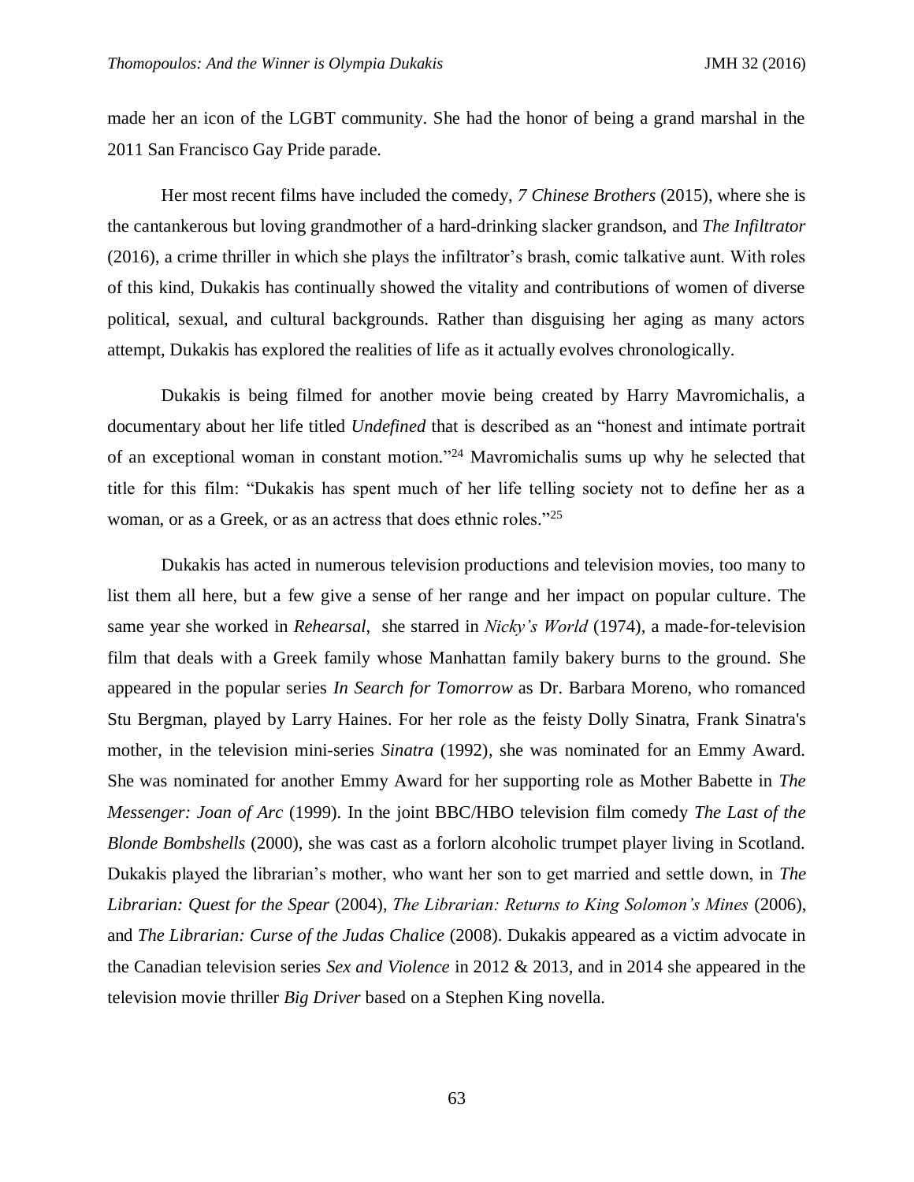made her an icon of the LGBT community. She had the honor of being a grand marshal in the 2011 San Francisco Gay Pride parade.

Her most recent films have included the comedy, *7 Chinese Brothers* (2015), where she is the cantankerous but loving grandmother of a hard-drinking slacker grandson, and *The Infiltrator* (2016), a crime thriller in which she plays the infiltrator's brash, comic talkative aunt. With roles of this kind, Dukakis has continually showed the vitality and contributions of women of diverse political, sexual, and cultural backgrounds. Rather than disguising her aging as many actors attempt, Dukakis has explored the realities of life as it actually evolves chronologically.

Dukakis is being filmed for another movie being created by Harry Mavromichalis, a documentary about her life titled *Undefined* that is described as an "honest and intimate portrait of an exceptional woman in constant motion."[24] Mavromichalis sums up why he selected that title for this film: "Dukakis has spent much of her life telling society not to define her as a woman, or as a Greek, or as an actress that does ethnic roles."[25]

Dukakis has acted in numerous television productions and television movies, too many to list them all here, but a few give a sense of her range and her impact on popular culture. The same year she worked in *Rehearsal*, she starred in *Nicky's World* (1974), a made-for-television film that deals with a Greek family whose Manhattan family bakery burns to the ground. She appeared in the popular series *In Search for Tomorrow* as Dr. Barbara Moreno, who romanced Stu Bergman, played by Larry Haines. For her role as the feisty Dolly Sinatra, Frank Sinatra's mother, in the television mini-series *Sinatra* (1992), she was nominated for an Emmy Award. She was nominated for another Emmy Award for her supporting role as Mother Babette in *The Messenger: Joan of Arc* (1999). In the joint BBC/HBO television film comedy *The Last of the Blonde Bombshells* (2000), she was cast as a forlorn alcoholic trumpet player living in Scotland. Dukakis played the librarian's mother, who want her son to get married and settle down, in *The Librarian: Quest for the Spear* (2004), *The Librarian: Returns to King Solomon's Mines* (2006), and *The Librarian: Curse of the Judas Chalice* (2008). Dukakis appeared as a victim advocate in the Canadian television series *Sex and Violence* in 2012 & 2013, and in 2014 she appeared in the television movie thriller *Big Driver* based on a Stephen King novella.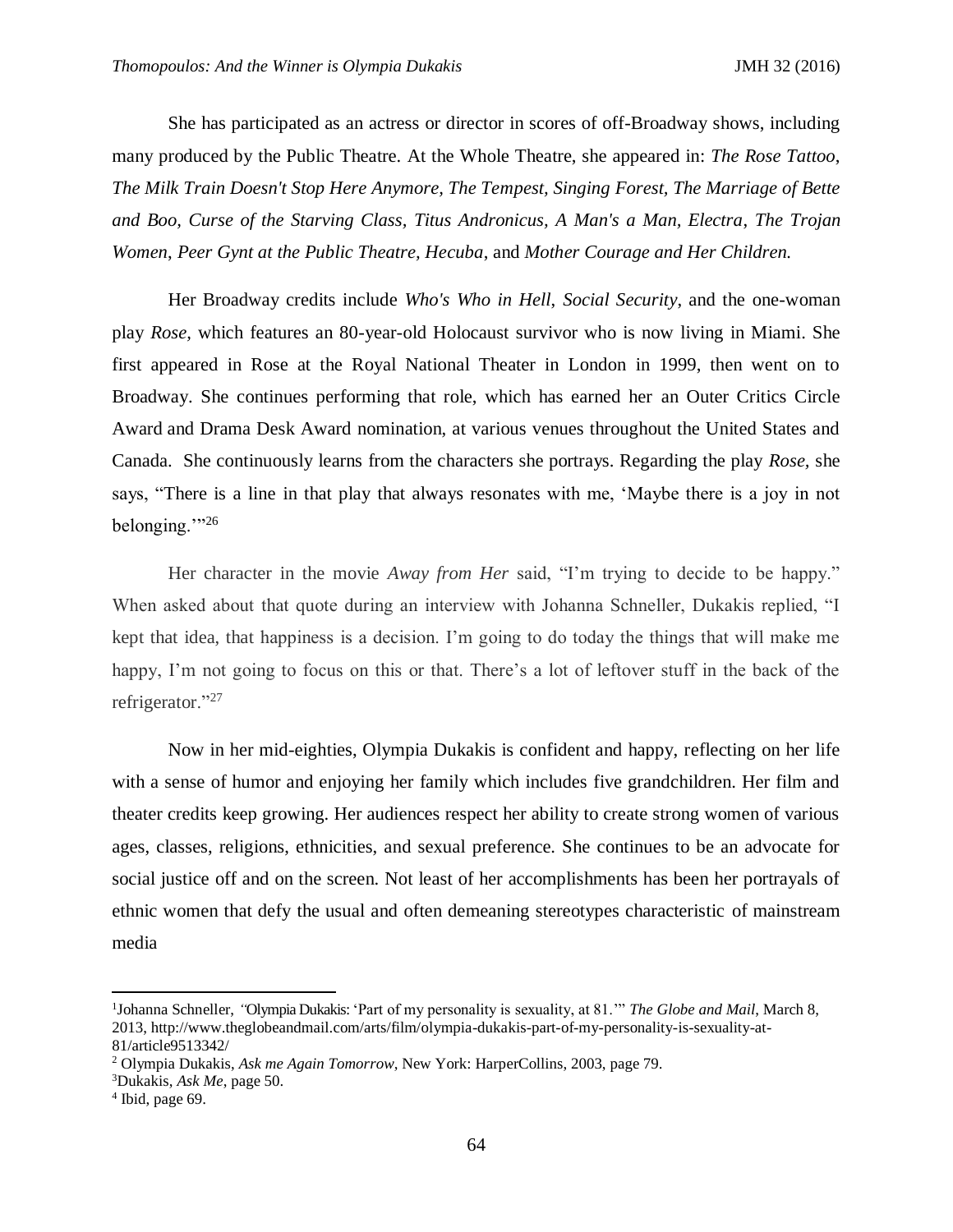She has participated as an actress or director in scores of off-Broadway shows, including many produced by the Public Theatre. At the Whole Theatre, she appeared in: *The Rose Tattoo*, *The Milk Train Doesn't Stop Here Anymore*, *The Tempest, Singing Forest*, *The Marriage of Bette and Boo, Curse of the Starving Class, Titus Andronicus, A Man's a Man, Electra*, *The Trojan Women, Peer Gynt at the Public Theatre, Hecuba*, and *Mother Courage and Her Children.*

Her Broadway credits include *Who's Who in Hell*, *Social Security*, and the one-woman play *Rose,* which features an 80-year-old Holocaust survivor who is now living in Miami. She first appeared in Rose at the Royal National Theater in London in 1999, then went on to Broadway. She continues performing that role, which has earned her an Outer Critics Circle Award and Drama Desk Award nomination, at various venues throughout the United States and Canada. She continuously learns from the characters she portrays. Regarding the play *Rose*, she says, "There is a line in that play that always resonates with me, 'Maybe there is a joy in not belonging.'"[26]

Her character in the movie *Away from Her* said, "I'm trying to decide to be happy." When asked about that quote during an interview with Johanna Schneller, Dukakis replied, "I kept that idea, that happiness is a decision. I'm going to do today the things that will make me happy, I'm not going to focus on this or that. There's a lot of leftover stuff in the back of the refrigerator."[27]

Now in her mid-eighties, Olympia Dukakis is confident and happy, reflecting on her life with a sense of humor and enjoying her family which includes five grandchildren. Her film and theater credits keep growing. Her audiences respect her ability to create strong women of various ages, classes, religions, ethnicities, and sexual preference. She continues to be an advocate for social justice off and on the screen. Not least of her accomplishments has been her portrayals of ethnic women that defy the usual and often demeaning stereotypes characteristic of mainstream media

---

[1] Johanna Schneller, *"*Olympia Dukakis: 'Part of my personality is sexuality, at 81.'" *The Globe and Mail*, March 8, 2013, http://www.theglobeandmail.com/arts/film/olympia-dukakis-part-of-my-personality-is-sexuality-at-81/article9513342/

[2] Olympia Dukakis, *Ask me Again Tomorrow,* New York: HarperCollins, 2003, page 79.

[3] Dukakis, *Ask Me*, page 50.

[4] Ibid, page 69.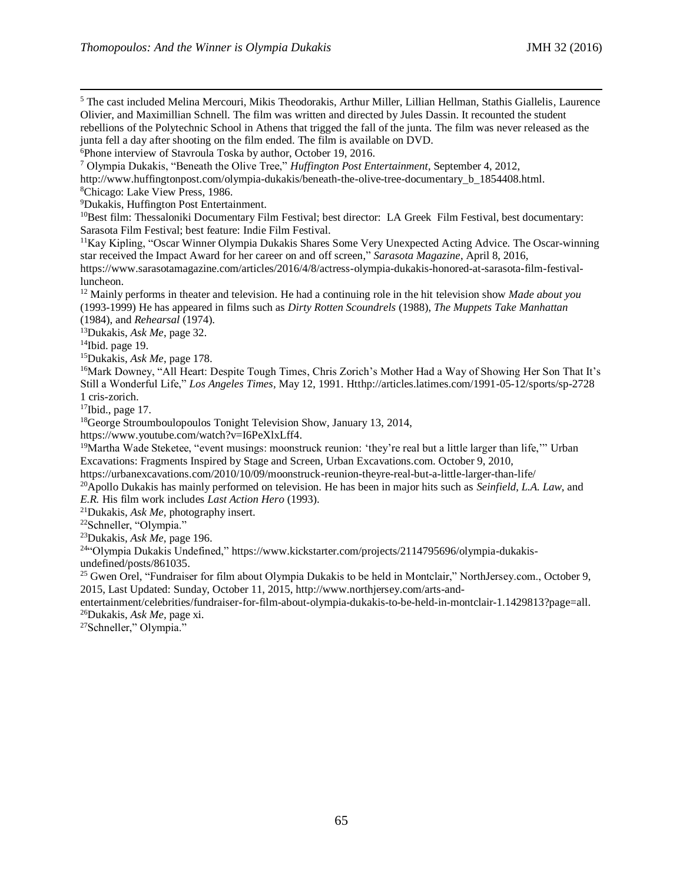[5] The cast included Melina Mercouri, Mikis Theodorakis, Arthur Miller, Lillian Hellman, Stathis Giallelis, Laurence Olivier, and Maximillian Schnell. The film was written and directed by Jules Dassin. It recounted the student rebellions of the Polytechnic School in Athens that trigged the fall of the junta. The film was never released as the junta fell a day after shooting on the film ended. The film is available on DVD.

[6] Phone interview of Stavroula Toska by author, October 19, 2016.

[7] Olympia Dukakis, "Beneath the Olive Tree," *Huffington Post Entertainment*, September 4, 2012, http://www.huffingtonpost.com/olympia-dukakis/beneath-the-olive-tree-documentary_b_1854408.html.

[8] Chicago: Lake View Press, 1986.

[9] Dukakis, Huffington Post Entertainment.

[10] Best film: Thessaloniki Documentary Film Festival; best director: LA Greek Film Festival, best documentary: Sarasota Film Festival; best feature: Indie Film Festival.

[11] Kay Kipling, "Oscar Winner Olympia Dukakis Shares Some Very Unexpected Acting Advice. The Oscar-winning star received the Impact Award for her career on and off screen," *Sarasota Magazine*, April 8, 2016, https://www.sarasotamagazine.com/articles/2016/4/8/actress-olympia-dukakis-honored-at-sarasota-film-festival-luncheon.

[12] Mainly performs in theater and television. He had a continuing role in the hit television show *Made about you* (1993-1999) He has appeared in films such as *Dirty Rotten Scoundrels* (1988), *The Muppets Take Manhattan* (1984), and *Rehearsal* (1974).

[13] Dukakis, *Ask Me*, page 32.

[14] Ibid. page 19.

[15] Dukakis, *Ask Me*, page 178.

[16] Mark Downey, "All Heart: Despite Tough Times, Chris Zorich's Mother Had a Way of Showing Her Son That It's Still a Wonderful Life," *Los Angeles Times*, May 12, 1991. Htthp://articles.latimes.com/1991-05-12/sports/sp-2728 1 cris-zorich.

[17] Ibid., page 17.

[18] George Stroumboulopoulos Tonight Television Show, January 13, 2014, https://www.youtube.com/watch?v=I6PeXlxLff4.

[19] Martha Wade Steketee, "event musings: moonstruck reunion: 'they're real but a little larger than life,'" Urban Excavations: Fragments Inspired by Stage and Screen, Urban Excavations.com. October 9, 2010, https://urbanexcavations.com/2010/10/09/moonstruck-reunion-theyre-real-but-a-little-larger-than-life/

[20] Apollo Dukakis has mainly performed on television. He has been in major hits such as *Seinfield*, *L.A. Law*, and *E.R.* His film work includes *Last Action Hero* (1993).

[21] Dukakis, *Ask Me*, photography insert.

[22] Schneller, "Olympia."

[23] Dukakis, *Ask Me*, page 196.

[24] "Olympia Dukakis Undefined," https://www.kickstarter.com/projects/2114795696/olympia-dukakis-undefined/posts/861035.

[25] Gwen Orel, "Fundraiser for film about Olympia Dukakis to be held in Montclair," NorthJersey.com., October 9, 2015, Last Updated: Sunday, October 11, 2015, http://www.northjersey.com/arts-and-entertainment/celebrities/fundraiser-for-film-about-olympia-dukakis-to-be-held-in-montclair-1.1429813?page=all.

[26] Dukakis, *Ask Me*, page xi.

[27] Schneller," Olympia."